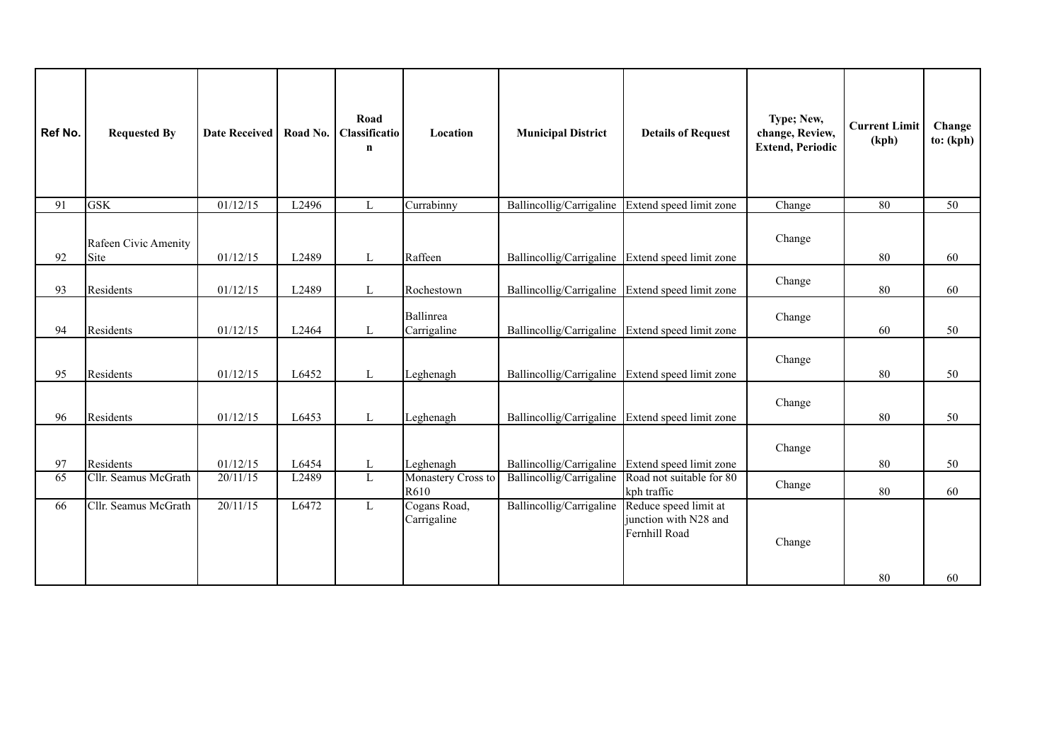| Ref No. | Requested By | Date Received | Road No. | Road Classification | Location | Municipal District | Details of Request | Type; New, change, Review, Extend, Periodic | Current Limit (kph) | Change to: (kph) |
|---|---|---|---|---|---|---|---|---|---|---|
| 91 | GSK | 01/12/15 | L2496 | L | Currabinny | Ballincollig/Carrigaline | Extend speed limit zone | Change | 80 | 50 |
| 92 | Rafeen Civic Amenity Site | 01/12/15 | L2489 | L | Raffeen | Ballincollig/Carrigaline | Extend speed limit zone | Change | 80 | 60 |
| 93 | Residents | 01/12/15 | L2489 | L | Rochestown | Ballincollig/Carrigaline | Extend speed limit zone | Change | 80 | 60 |
| 94 | Residents | 01/12/15 | L2464 | L | Ballinrea Carrigaline | Ballincollig/Carrigaline | Extend speed limit zone | Change | 60 | 50 |
| 95 | Residents | 01/12/15 | L6452 | L | Leghenagh | Ballincollig/Carrigaline | Extend speed limit zone | Change | 80 | 50 |
| 96 | Residents | 01/12/15 | L6453 | L | Leghenagh | Ballincollig/Carrigaline | Extend speed limit zone | Change | 80 | 50 |
| 97 | Residents | 01/12/15 | L6454 | L | Leghenagh | Ballincollig/Carrigaline | Extend speed limit zone | Change | 80 | 50 |
| 65 | Cllr. Seamus McGrath | 20/11/15 | L2489 | L | Monastery Cross to R610 | Ballincollig/Carrigaline | Road not suitable for 80 kph traffic | Change | 80 | 60 |
| 66 | Cllr. Seamus McGrath | 20/11/15 | L6472 | L | Cogans Road, Carrigaline | Ballincollig/Carrigaline | Reduce speed limit at junction with N28 and Fernhill Road | Change | 80 | 60 |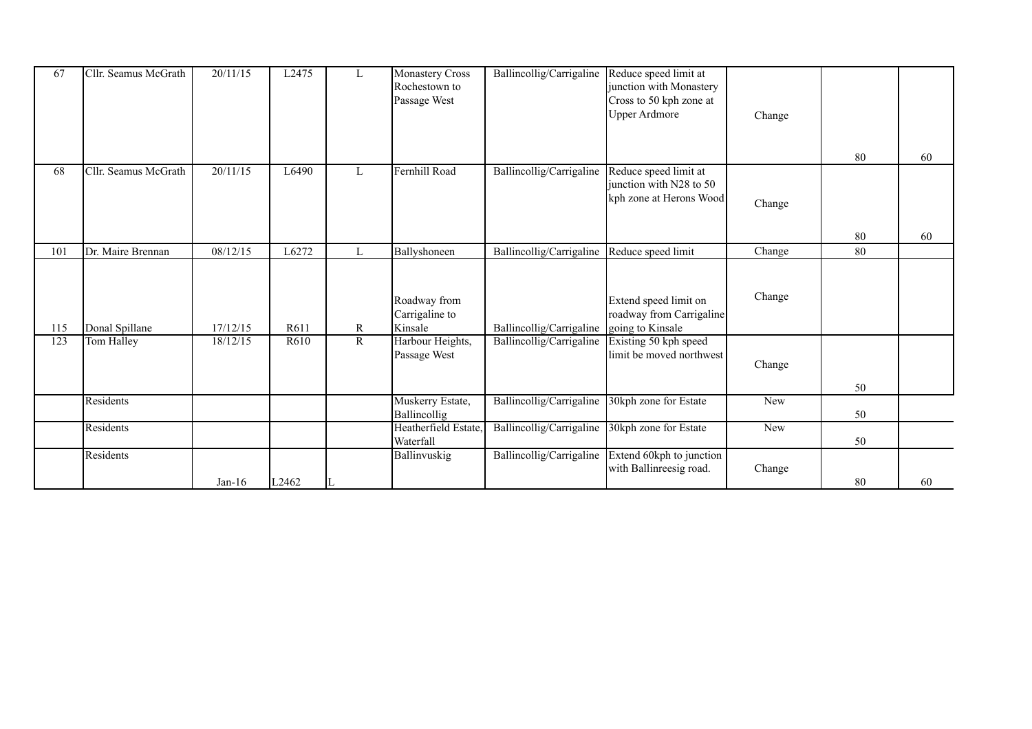| | | | | | | | | | | |
|---|---|---|---|---|---|---|---|---|---|---|
| 67 | Cllr. Seamus McGrath | 20/11/15 | L2475 | L | Monastery Cross Rochestown to Passage West | Ballincollig/Carrigaline | Reduce speed limit at junction with Monastery Cross to 50 kph zone at Upper Ardmore | Change | 80 | 60 |
| 68 | Cllr. Seamus McGrath | 20/11/15 | L6490 | L | Fernhill Road | Ballincollig/Carrigaline | Reduce speed limit at junction with N28 to 50 kph zone at Herons Wood | Change | 80 | 60 |
| 101 | Dr. Maire Brennan | 08/12/15 | L6272 | L | Ballyshoneen | Ballincollig/Carrigaline | Reduce speed limit | Change | 80 | |
| 115 | Donal Spillane | 17/12/15 | R611 | R | Roadway from Carrigaline to Kinsale | Ballincollig/Carrigaline | Extend speed limit on roadway from Carrigaline going to Kinsale | Change | | |
| 123 | Tom Halley | 18/12/15 | R610 | R | Harbour Heights, Passage West | Ballincollig/Carrigaline | Existing 50 kph speed limit be moved northwest | Change | 50 | |
| | Residents | | | | Muskerry Estate, Ballincollig | Ballincollig/Carrigaline | 30kph zone for Estate | New | 50 | |
| | Residents | | | | Heatherfield Estate, Waterfall | Ballincollig/Carrigaline | 30kph zone for Estate | New | 50 | |
| | Residents | Jan-16 | L2462 | L | Ballinvuskig | Ballincollig/Carrigaline | Extend 60kph to junction with Ballinreesig road. | Change | 80 | 60 |